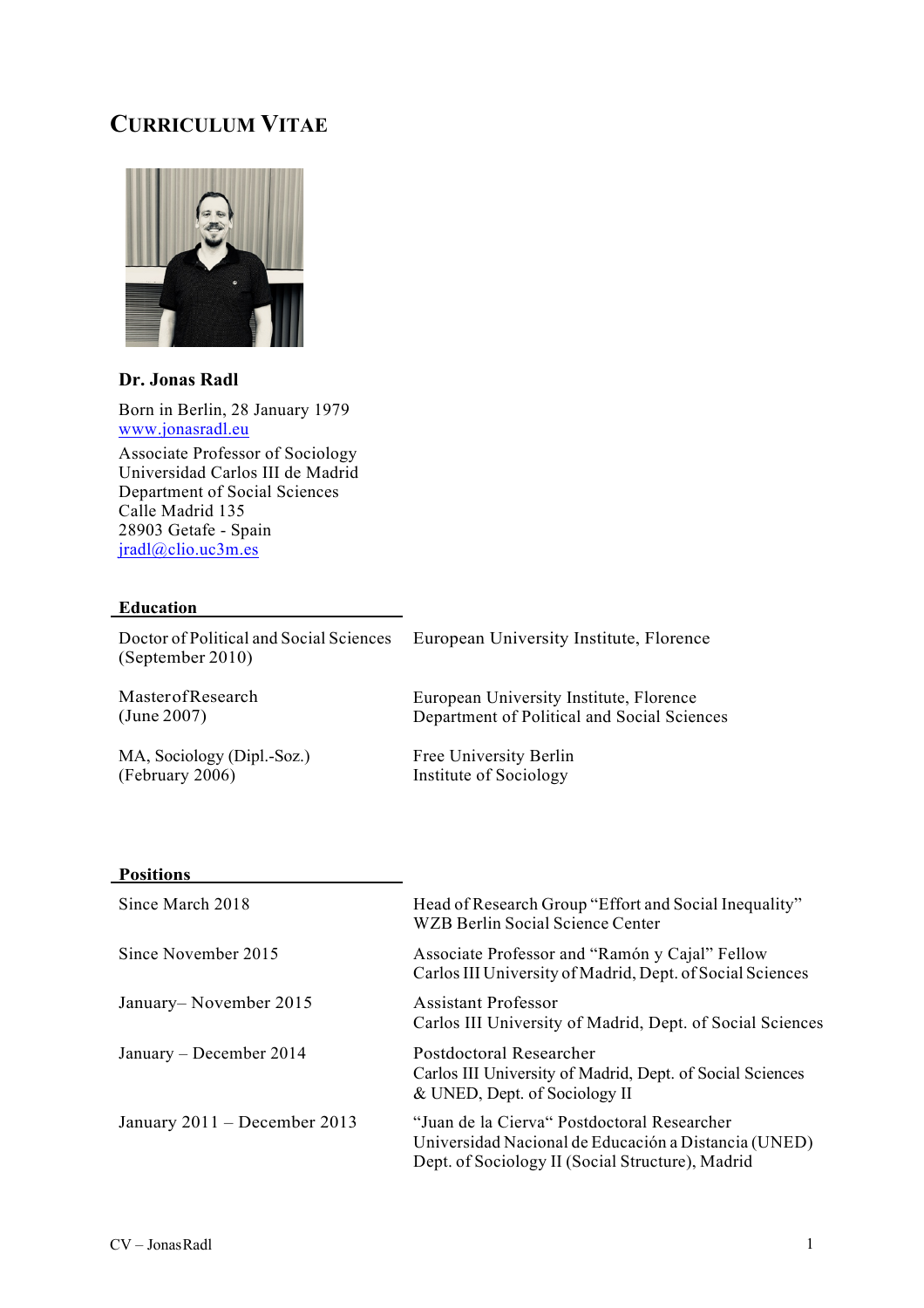# CURRICULUM VITAE

**Dr. Jonas Radl**

Born in Berlin, 28 January 1979
[www.jonasradl.eu](http://www.jonasradl.eu)

Associate Professor of Sociology
Universidad Carlos III de Madrid
Department of Social Sciences
Calle Madrid 135
28903 Getafe - Spain
[jradl@clio.uc3m.es](mailto:jradl@clio.uc3m.es)

## Education

| | |
|---|---|
| Doctor of Political and Social Sciences (September 2010) | European University Institute, Florence |
| Master of Research (June 2007) | European University Institute, Florence<br>Department of Political and Social Sciences |
| MA, Sociology (Dipl.-Soz.) (February 2006) | Free University Berlin<br>Institute of Sociology |

## Positions

| | |
|---|---|
| Since March 2018 | Head of Research Group "Effort and Social Inequality"<br>WZB Berlin Social Science Center |
| Since November 2015 | Associate Professor and "Ramón y Cajal" Fellow<br>Carlos III University of Madrid, Dept. of Social Sciences |
| January– November 2015 | Assistant Professor<br>Carlos III University of Madrid, Dept. of Social Sciences |
| January – December 2014 | Postdoctoral Researcher<br>Carlos III University of Madrid, Dept. of Social Sciences<br>& UNED, Dept. of Sociology II |
| January 2011 – December 2013 | "Juan de la Cierva" Postdoctoral Researcher<br>Universidad Nacional de Educación a Distancia (UNED)<br>Dept. of Sociology II (Social Structure), Madrid |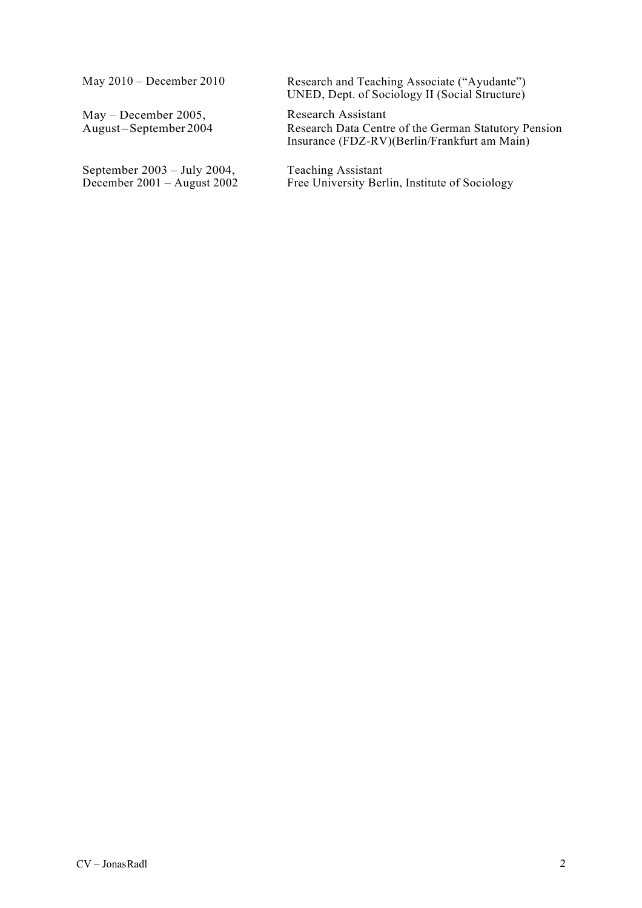| | |
|---|---|
| May 2010 – December 2010 | Research and Teaching Associate ("Ayudante")<br>UNED, Dept. of Sociology II (Social Structure) |
| May – December 2005,<br>August – September 2004 | Research Assistant<br>Research Data Centre of the German Statutory Pension Insurance (FDZ-RV)(Berlin/Frankfurt am Main) |
| September 2003 – July 2004,<br>December 2001 – August 2002 | Teaching Assistant<br>Free University Berlin, Institute of Sociology |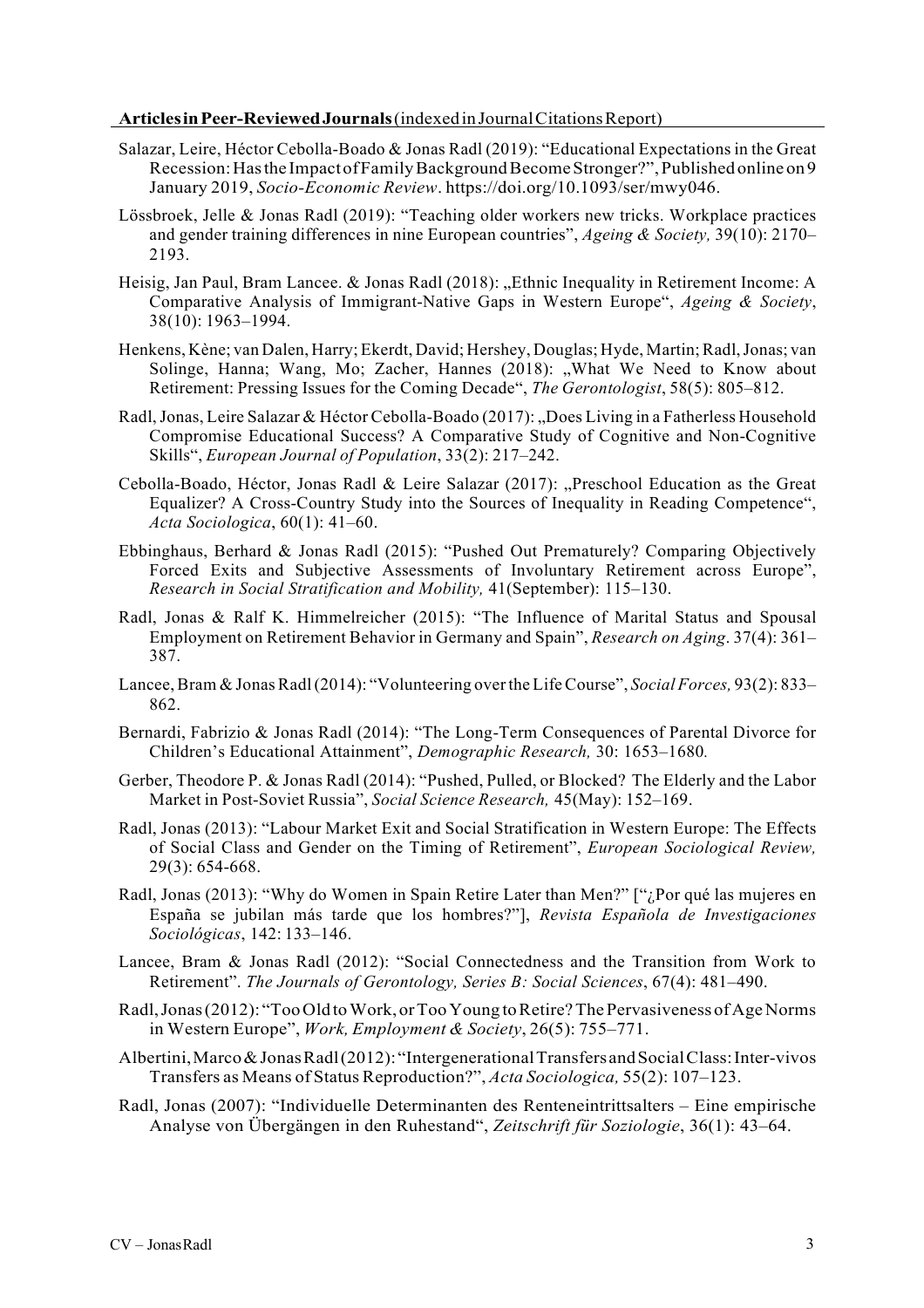**Articles in Peer-Reviewed Journals** (indexed in Journal Citations Report)

Salazar, Leire, Héctor Cebolla-Boado & Jonas Radl (2019): "Educational Expectations in the Great Recession: Has the Impact of Family Background Become Stronger?", Published online on 9 January 2019, *Socio-Economic Review*. https://doi.org/10.1093/ser/mwy046.

Lössbroek, Jelle & Jonas Radl (2019): "Teaching older workers new tricks. Workplace practices and gender training differences in nine European countries", *Ageing & Society,* 39(10): 2170–2193.

Heisig, Jan Paul, Bram Lancee. & Jonas Radl (2018): „Ethnic Inequality in Retirement Income: A Comparative Analysis of Immigrant-Native Gaps in Western Europe", *Ageing & Society*, 38(10): 1963–1994.

Henkens, Kène; van Dalen, Harry; Ekerdt, David; Hershey, Douglas; Hyde, Martin; Radl, Jonas; van Solinge, Hanna; Wang, Mo; Zacher, Hannes (2018): „What We Need to Know about Retirement: Pressing Issues for the Coming Decade", *The Gerontologist*, 58(5): 805–812.

Radl, Jonas, Leire Salazar & Héctor Cebolla-Boado (2017): „Does Living in a Fatherless Household Compromise Educational Success? A Comparative Study of Cognitive and Non-Cognitive Skills", *European Journal of Population*, 33(2): 217–242.

Cebolla-Boado, Héctor, Jonas Radl & Leire Salazar (2017): „Preschool Education as the Great Equalizer? A Cross-Country Study into the Sources of Inequality in Reading Competence", *Acta Sociologica*, 60(1): 41–60.

Ebbinghaus, Berhard & Jonas Radl (2015): "Pushed Out Prematurely? Comparing Objectively Forced Exits and Subjective Assessments of Involuntary Retirement across Europe", *Research in Social Stratification and Mobility,* 41(September): 115–130.

Radl, Jonas & Ralf K. Himmelreicher (2015): "The Influence of Marital Status and Spousal Employment on Retirement Behavior in Germany and Spain", *Research on Aging*. 37(4): 361–387.

Lancee, Bram & Jonas Radl (2014): "Volunteering over the Life Course", *Social Forces,* 93(2): 833–862.

Bernardi, Fabrizio & Jonas Radl (2014): "The Long-Term Consequences of Parental Divorce for Children's Educational Attainment", *Demographic Research,* 30: 1653–1680*.*

Gerber, Theodore P. & Jonas Radl (2014): "Pushed, Pulled, or Blocked? The Elderly and the Labor Market in Post-Soviet Russia", *Social Science Research,* 45(May): 152–169.

Radl, Jonas (2013): "Labour Market Exit and Social Stratification in Western Europe: The Effects of Social Class and Gender on the Timing of Retirement", *European Sociological Review,* 29(3): 654-668.

Radl, Jonas (2013): "Why do Women in Spain Retire Later than Men?" ["¿Por qué las mujeres en España se jubilan más tarde que los hombres?"], *Revista Española de Investigaciones Sociológicas*, 142: 133–146.

Lancee, Bram & Jonas Radl (2012): "Social Connectedness and the Transition from Work to Retirement". *The Journals of Gerontology, Series B: Social Sciences*, 67(4): 481–490.

Radl, Jonas (2012): "Too Old to Work, or Too Young to Retire? The Pervasiveness of Age Norms in Western Europe", *Work, Employment & Society*, 26(5): 755–771.

Albertini, Marco & Jonas Radl (2012): "Intergenerational Transfers and Social Class: Inter-vivos Transfers as Means of Status Reproduction?", *Acta Sociologica,* 55(2): 107–123.

Radl, Jonas (2007): "Individuelle Determinanten des Renteneintrittsalters – Eine empirische Analyse von Übergängen in den Ruhestand", *Zeitschrift für Soziologie*, 36(1): 43–64.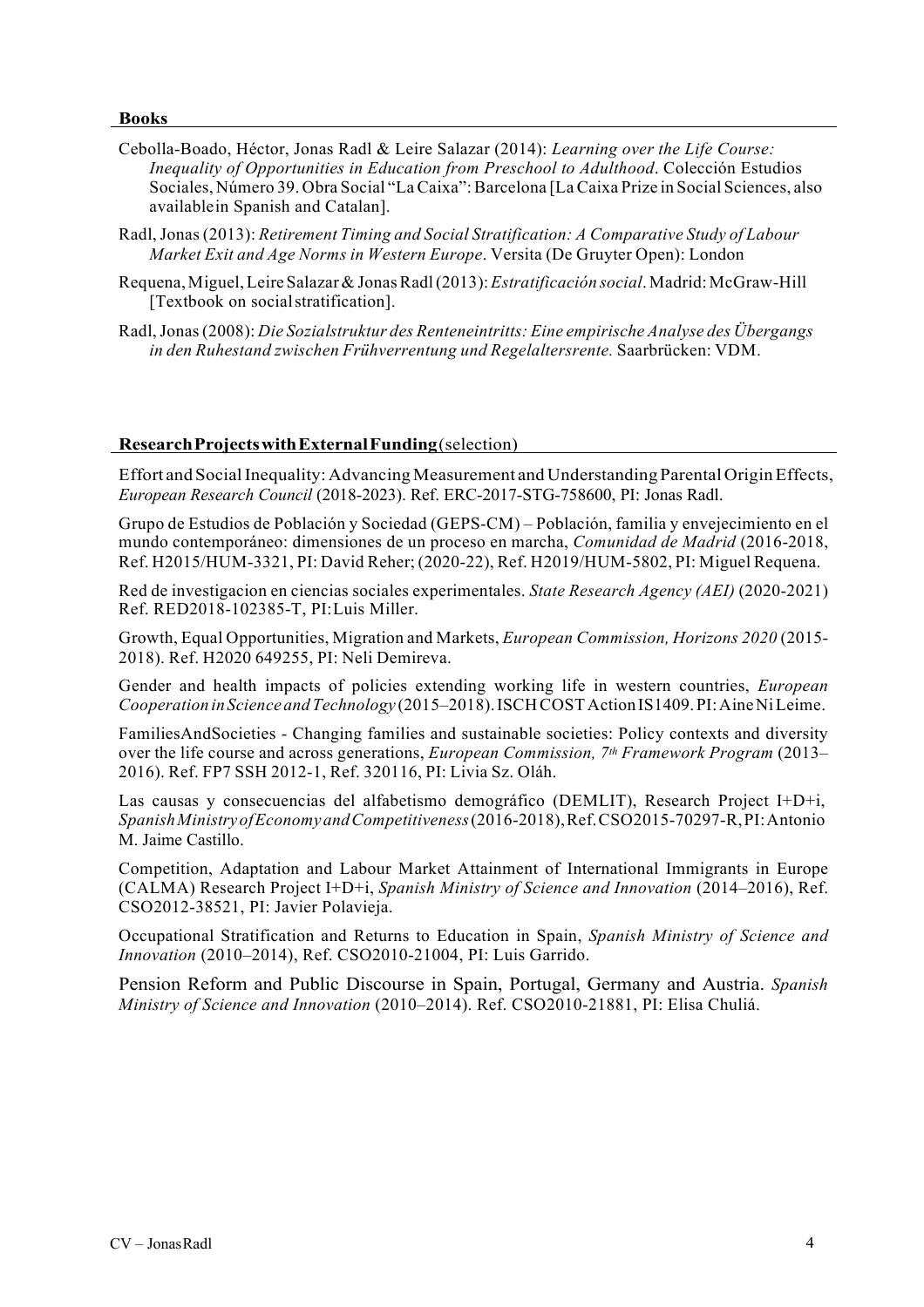## Books

Cebolla-Boado, Héctor, Jonas Radl & Leire Salazar (2014): *Learning over the Life Course: Inequality of Opportunities in Education from Preschool to Adulthood*. Colección Estudios Sociales, Número 39. Obra Social "La Caixa": Barcelona [La Caixa Prize in Social Sciences, also available in Spanish and Catalan].

Radl, Jonas (2013): *Retirement Timing and Social Stratification: A Comparative Study of Labour Market Exit and Age Norms in Western Europe*. Versita (De Gruyter Open): London

Requena, Miguel, Leire Salazar & Jonas Radl (2013): *Estratificación social*. Madrid: McGraw-Hill [Textbook on social stratification].

Radl, Jonas (2008): *Die Sozialstruktur des Renteneintritts: Eine empirische Analyse des Übergangs in den Ruhestand zwischen Frühverrentung und Regelaltersrente.* Saarbrücken: VDM.

## Research Projects with External Funding (selection)

Effort and Social Inequality: Advancing Measurement and Understanding Parental Origin Effects, *European Research Council* (2018-2023). Ref. ERC-2017-STG-758600, PI: Jonas Radl.

Grupo de Estudios de Población y Sociedad (GEPS-CM) – Población, familia y envejecimiento en el mundo contemporáneo: dimensiones de un proceso en marcha, *Comunidad de Madrid* (2016-2018, Ref. H2015/HUM-3321, PI: David Reher; (2020-22), Ref. H2019/HUM-5802, PI: Miguel Requena.

Red de investigacion en ciencias sociales experimentales. *State Research Agency (AEI)* (2020-2021) Ref. RED2018-102385-T, PI: Luis Miller.

Growth, Equal Opportunities, Migration and Markets, *European Commission, Horizons 2020* (2015-2018). Ref. H2020 649255, PI: Neli Demireva.

Gender and health impacts of policies extending working life in western countries, *European Cooperation in Science and Technology* (2015–2018). ISCH COST Action IS1409. PI: Aine Ni Leime.

FamiliesAndSocieties - Changing families and sustainable societies: Policy contexts and diversity over the life course and across generations, *European Commission, 7th Framework Program* (2013–2016). Ref. FP7 SSH 2012-1, Ref. 320116, PI: Livia Sz. Oláh.

Las causas y consecuencias del alfabetismo demográfico (DEMLIT), Research Project I+D+i, *Spanish Ministry of Economy and Competitiveness* (2016-2018), Ref. CSO2015-70297-R, PI: Antonio M. Jaime Castillo.

Competition, Adaptation and Labour Market Attainment of International Immigrants in Europe (CALMA) Research Project I+D+i, *Spanish Ministry of Science and Innovation* (2014–2016), Ref. CSO2012-38521, PI: Javier Polavieja.

Occupational Stratification and Returns to Education in Spain, *Spanish Ministry of Science and Innovation* (2010–2014), Ref. CSO2010-21004, PI: Luis Garrido.

Pension Reform and Public Discourse in Spain, Portugal, Germany and Austria. *Spanish Ministry of Science and Innovation* (2010–2014). Ref. CSO2010-21881, PI: Elisa Chuliá.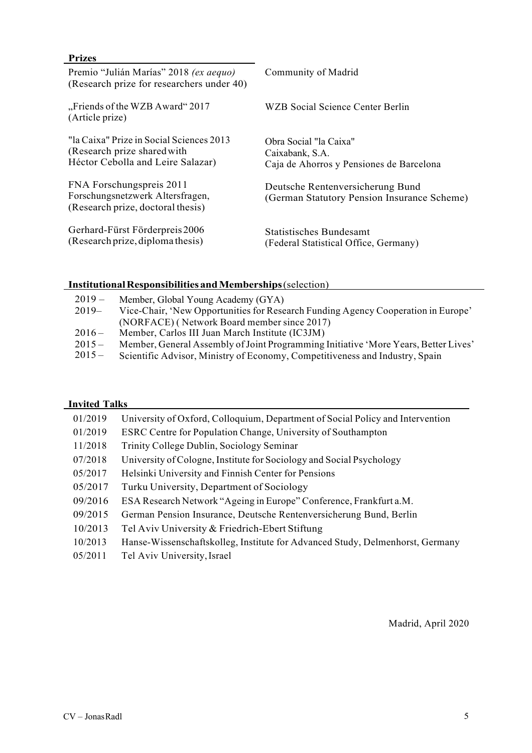## Prizes

| | |
|---|---|
| Premio "Julián Marías" 2018 *(ex aequo)* (Research prize for researchers under 40) | Community of Madrid |
| „Friends of the WZB Award" 2017 (Article prize) | WZB Social Science Center Berlin |
| "la Caixa" Prize in Social Sciences 2013 (Research prize shared with Héctor Cebolla and Leire Salazar) | Obra Social "la Caixa" Caixabank, S.A. Caja de Ahorros y Pensiones de Barcelona |
| FNA Forschungspreis 2011 Forschungsnetzwerk Altersfragen, (Research prize, doctoral thesis) | Deutsche Rentenversicherung Bund (German Statutory Pension Insurance Scheme) |
| Gerhard-Fürst Förderpreis 2006 (Research prize, diploma thesis) | Statistisches Bundesamt (Federal Statistical Office, Germany) |

## Institutional Responsibilities and Memberships (selection)

| | |
|---|---|
| 2019 – | Member, Global Young Academy (GYA) |
| 2019– | Vice-Chair, 'New Opportunities for Research Funding Agency Cooperation in Europe' (NORFACE) ( Network Board member since 2017) |
| 2016 – | Member, Carlos III Juan March Institute (IC3JM) |
| 2015 – | Member, General Assembly of Joint Programming Initiative 'More Years, Better Lives' |
| 2015 – | Scientific Advisor, Ministry of Economy, Competitiveness and Industry, Spain |

## Invited Talks

| | |
|---|---|
| 01/2019 | University of Oxford, Colloquium, Department of Social Policy and Intervention |
| 01/2019 | ESRC Centre for Population Change, University of Southampton |
| 11/2018 | Trinity College Dublin, Sociology Seminar |
| 07/2018 | University of Cologne, Institute for Sociology and Social Psychology |
| 05/2017 | Helsinki University and Finnish Center for Pensions |
| 05/2017 | Turku University, Department of Sociology |
| 09/2016 | ESA Research Network "Ageing in Europe" Conference, Frankfurt a.M. |
| 09/2015 | German Pension Insurance, Deutsche Rentenversicherung Bund, Berlin |
| 10/2013 | Tel Aviv University & Friedrich-Ebert Stiftung |
| 10/2013 | Hanse-Wissenschaftskolleg, Institute for Advanced Study, Delmenhorst, Germany |
| 05/2011 | Tel Aviv University, Israel |

Madrid, April 2020